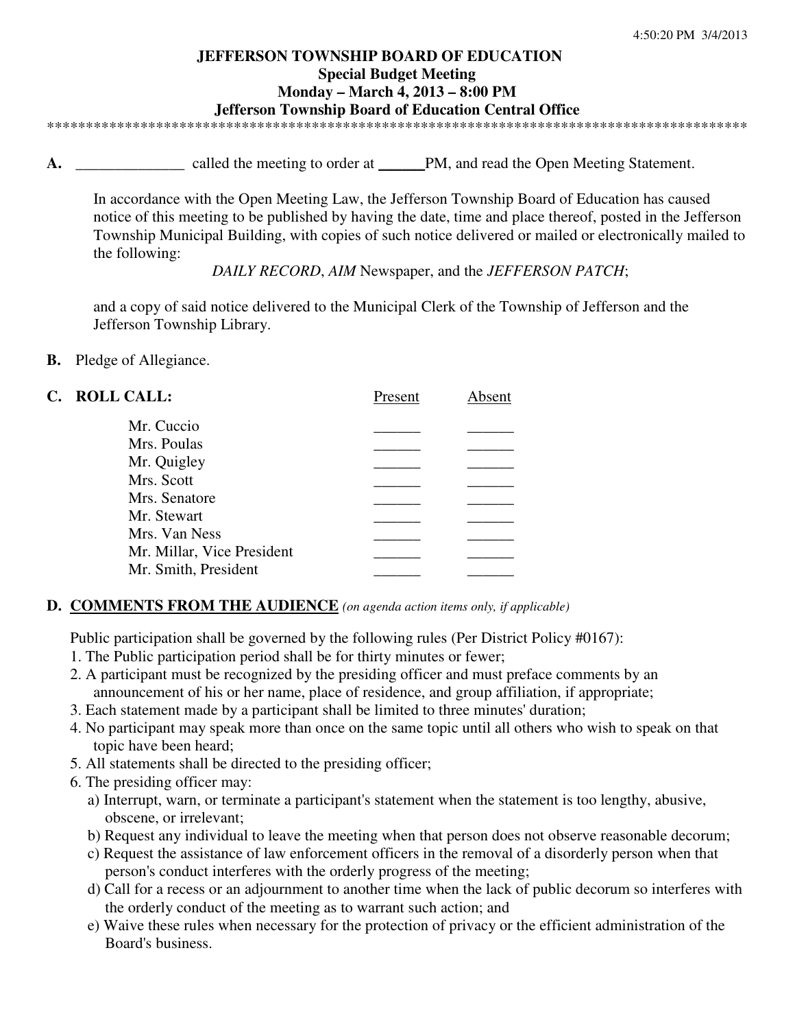4:50:20 PM 3/4/2013

# JEFFERSON TOWNSHIP BOARD OF EDUCATION

## Special Budget Meeting

## Monday – March 4, 2013 – 8:00 PM

## Jefferson Township Board of Education Central Office

**********************************************************************************************

**A.** ______________ called the meeting to order at ______PM, and read the Open Meeting Statement.

In accordance with the Open Meeting Law, the Jefferson Township Board of Education has caused notice of this meeting to be published by having the date, time and place thereof, posted in the Jefferson Township Municipal Building, with copies of such notice delivered or mailed or electronically mailed to the following:

*DAILY RECORD*, *AIM* Newspaper, and the *JEFFERSON PATCH*;

and a copy of said notice delivered to the Municipal Clerk of the Township of Jefferson and the Jefferson Township Library.

**B.** Pledge of Allegiance.

**C. ROLL CALL:**

| | Present | Absent |
|---|---|---|
| Mr. Cuccio | ______ | ______ |
| Mrs. Poulas | ______ | ______ |
| Mr. Quigley | ______ | ______ |
| Mrs. Scott | ______ | ______ |
| Mrs. Senatore | ______ | ______ |
| Mr. Stewart | ______ | ______ |
| Mrs. Van Ness | ______ | ______ |
| Mr. Millar, Vice President | ______ | ______ |
| Mr. Smith, President | ______ | ______ |

**D. COMMENTS FROM THE AUDIENCE** *(on agenda action items only, if applicable)*

Public participation shall be governed by the following rules (Per District Policy #0167):

1. The Public participation period shall be for thirty minutes or fewer;
2. A participant must be recognized by the presiding officer and must preface comments by an announcement of his or her name, place of residence, and group affiliation, if appropriate;
3. Each statement made by a participant shall be limited to three minutes' duration;
4. No participant may speak more than once on the same topic until all others who wish to speak on that topic have been heard;
5. All statements shall be directed to the presiding officer;
6. The presiding officer may:
   a) Interrupt, warn, or terminate a participant's statement when the statement is too lengthy, abusive, obscene, or irrelevant;
   b) Request any individual to leave the meeting when that person does not observe reasonable decorum;
   c) Request the assistance of law enforcement officers in the removal of a disorderly person when that person's conduct interferes with the orderly progress of the meeting;
   d) Call for a recess or an adjournment to another time when the lack of public decorum so interferes with the orderly conduct of the meeting as to warrant such action; and
   e) Waive these rules when necessary for the protection of privacy or the efficient administration of the Board's business.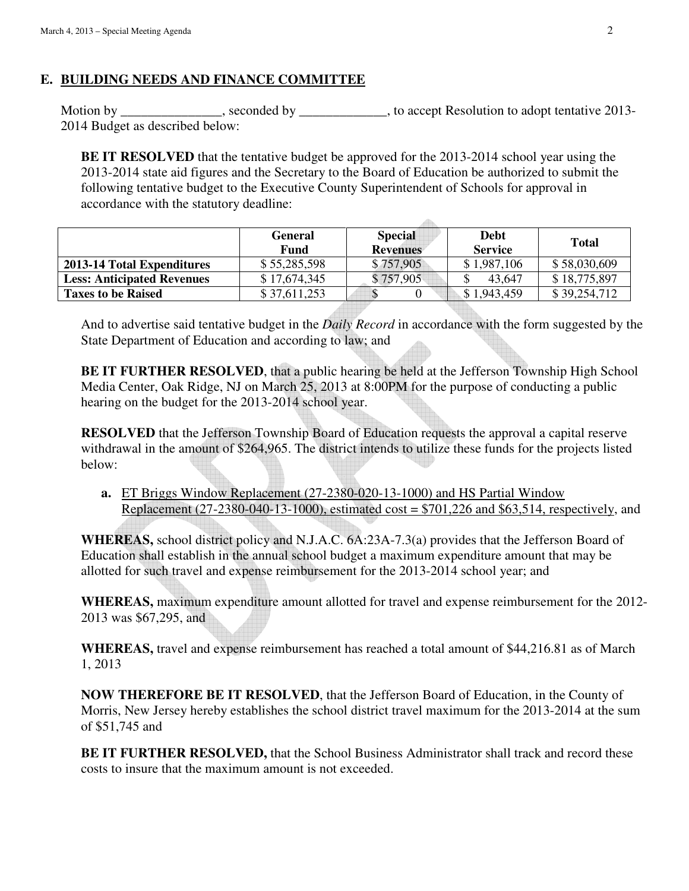## E. BUILDING NEEDS AND FINANCE COMMITTEE

Motion by _______________, seconded by _____________, to accept Resolution to adopt tentative 2013-2014 Budget as described below:

**BE IT RESOLVED** that the tentative budget be approved for the 2013-2014 school year using the 2013-2014 state aid figures and the Secretary to the Board of Education be authorized to submit the following tentative budget to the Executive County Superintendent of Schools for approval in accordance with the statutory deadline:

| | General Fund | Special Revenues | Debt Service | Total |
|---|---|---|---|---|
| **2013-14 Total Expenditures** | $ 55,285,598 | $ 757,905 | $ 1,987,106 | $ 58,030,609 |
| **Less: Anticipated Revenues** | $ 17,674,345 | $ 757,905 | $ 43,647 | $ 18,775,897 |
| **Taxes to be Raised** | $ 37,611,253 | $ 0 | $ 1,943,459 | $ 39,254,712 |

And to advertise said tentative budget in the *Daily Record* in accordance with the form suggested by the State Department of Education and according to law; and

**BE IT FURTHER RESOLVED**, that a public hearing be held at the Jefferson Township High School Media Center, Oak Ridge, NJ on March 25, 2013 at 8:00PM for the purpose of conducting a public hearing on the budget for the 2013-2014 school year.

**RESOLVED** that the Jefferson Township Board of Education requests the approval a capital reserve withdrawal in the amount of $264,965. The district intends to utilize these funds for the projects listed below:

**a.** ET Briggs Window Replacement (27-2380-020-13-1000) and HS Partial Window Replacement (27-2380-040-13-1000), estimated cost = $701,226 and $63,514, respectively, and

**WHEREAS,** school district policy and N.J.A.C. 6A:23A-7.3(a) provides that the Jefferson Board of Education shall establish in the annual school budget a maximum expenditure amount that may be allotted for such travel and expense reimbursement for the 2013-2014 school year; and

**WHEREAS,** maximum expenditure amount allotted for travel and expense reimbursement for the 2012-2013 was $67,295, and

**WHEREAS,** travel and expense reimbursement has reached a total amount of $44,216.81 as of March 1, 2013

**NOW THEREFORE BE IT RESOLVED**, that the Jefferson Board of Education, in the County of Morris, New Jersey hereby establishes the school district travel maximum for the 2013-2014 at the sum of $51,745 and

**BE IT FURTHER RESOLVED,** that the School Business Administrator shall track and record these costs to insure that the maximum amount is not exceeded.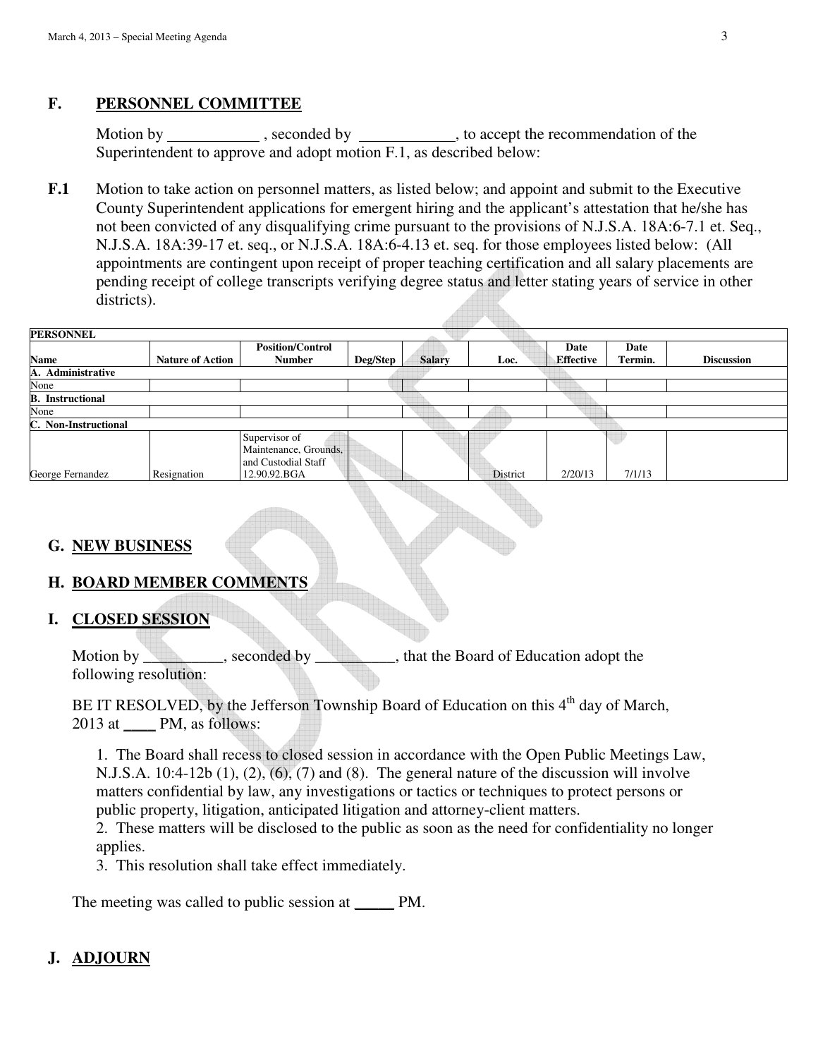### F. PERSONNEL COMMITTEE

Motion by ___________ , seconded by ___________, to accept the recommendation of the Superintendent to approve and adopt motion F.1, as described below:

**F.1** Motion to take action on personnel matters, as listed below; and appoint and submit to the Executive County Superintendent applications for emergent hiring and the applicant's attestation that he/she has not been convicted of any disqualifying crime pursuant to the provisions of N.J.S.A. 18A:6-7.1 et. Seq., N.J.S.A. 18A:39-17 et. seq., or N.J.S.A. 18A:6-4.13 et. seq. for those employees listed below: (All appointments are contingent upon receipt of proper teaching certification and all salary placements are pending receipt of college transcripts verifying degree status and letter stating years of service in other districts).

| **PERSONNEL** | | | | | | | | |
|---|---|---|---|---|---|---|---|---|
| **Name** | **Nature of Action** | **Position/Control Number** | **Deg/Step** | **Salary** | **Loc.** | **Date Effective** | **Date Termin.** | **Discussion** |
| **A. Administrative** | | | | | | | | |
| None | | | | | | | | |
| **B. Instructional** | | | | | | | | |
| None | | | | | | | | |
| **C. Non-Instructional** | | | | | | | | |
| George Fernandez | Resignation | Supervisor of Maintenance, Grounds, and Custodial Staff 12.90.92.BGA | | | District | 2/20/13 | 7/1/13 | |

### G. NEW BUSINESS

### H. BOARD MEMBER COMMENTS

### I. CLOSED SESSION

Motion by __________, seconded by __________, that the Board of Education adopt the following resolution:

BE IT RESOLVED, by the Jefferson Township Board of Education on this 4th day of March, 2013 at ____ PM, as follows:

1. The Board shall recess to closed session in accordance with the Open Public Meetings Law, N.J.S.A. 10:4-12b (1), (2), (6), (7) and (8). The general nature of the discussion will involve matters confidential by law, any investigations or tactics or techniques to protect persons or public property, litigation, anticipated litigation and attorney-client matters.
2. These matters will be disclosed to the public as soon as the need for confidentiality no longer applies.
3. This resolution shall take effect immediately.

The meeting was called to public session at _____ PM.

### J. ADJOURN